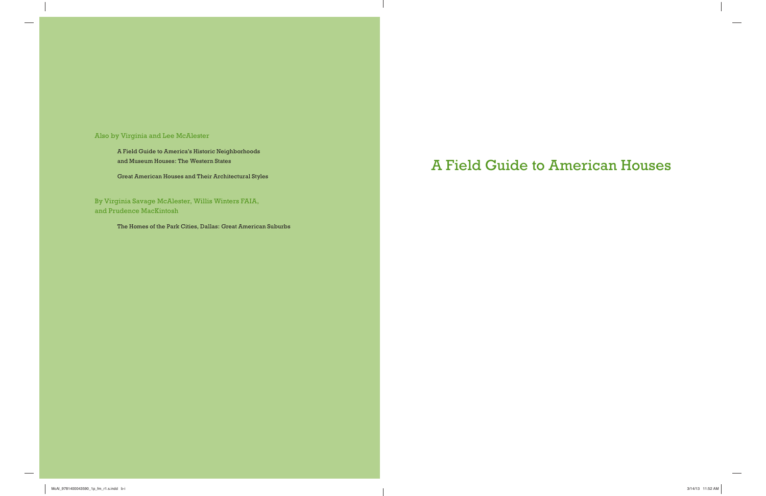Also by Virginia and Lee McAlester

A Field Guide to America's Historic Neighborhoods and Museum Houses: The Western States

Great American Houses and Their Architectural Styles

By Virginia Savage McAlester, Willis Winters FAIA, and Prudence MacKintosh

The Homes of the Park Cities, Dallas: Great American Suburbs

# A Field Guide to American Houses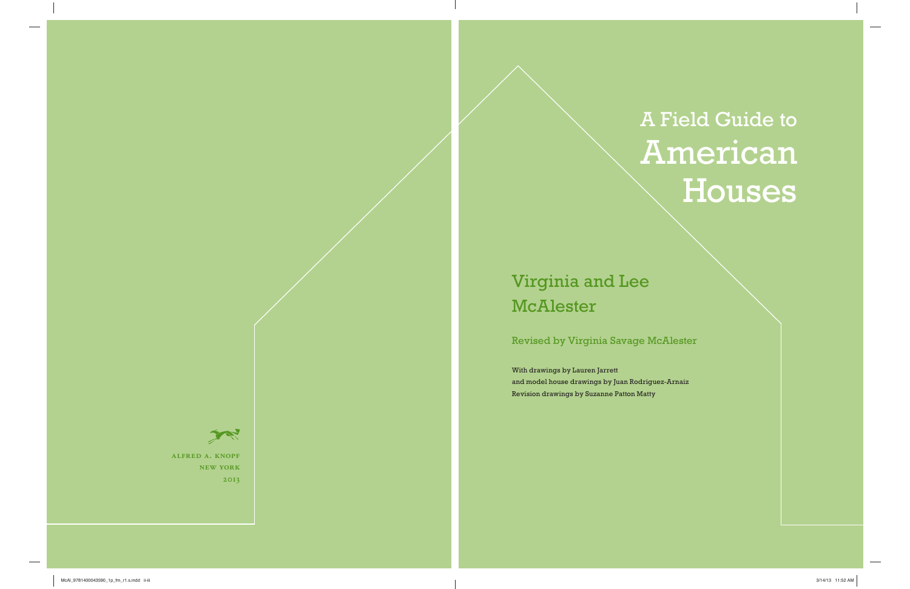# A Field Guide to American Houses

## Virginia and Lee McAlester

### Revised by Virginia Savage McAlester

With drawings by Lauren Jarrett
and model house drawings by Juan Rodriguez-Arnaiz
Revision drawings by Suzanne Patton Matty

ALFRED A. KNOPF
NEW YORK
2013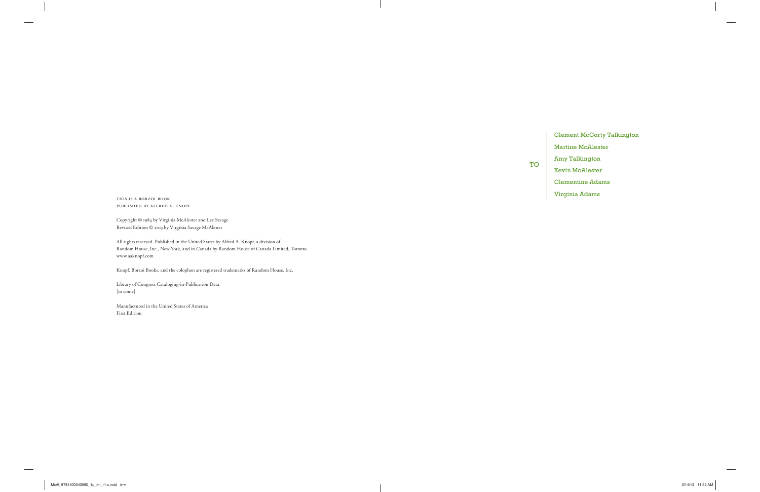THIS IS A BORZOI BOOK
PUBLISHED BY ALFRED A. KNOPF

Copyright © 1984 by Virginia McAlester and Lee Savage
Revised Edition © 2013 by Virginia Savage McAlester

All rights reserved. Published in the United States by Alfred A. Knopf, a division of
Random House, Inc., New York, and in Canada by Random House of Canada Limited, Toronto.
www.aaknopf.com

Knopf, Borzoi Books, and the colophon are registered trademarks of Random House, Inc.

Library of Congress Cataloging-in-Publication Data
[to come]

Manufactured in the United States of America
First Edition

TO

Clement McCorty Talkington
Martine McAlester
Amy Talkington
Kevin McAlester
Clementine Adams
Virginia Adams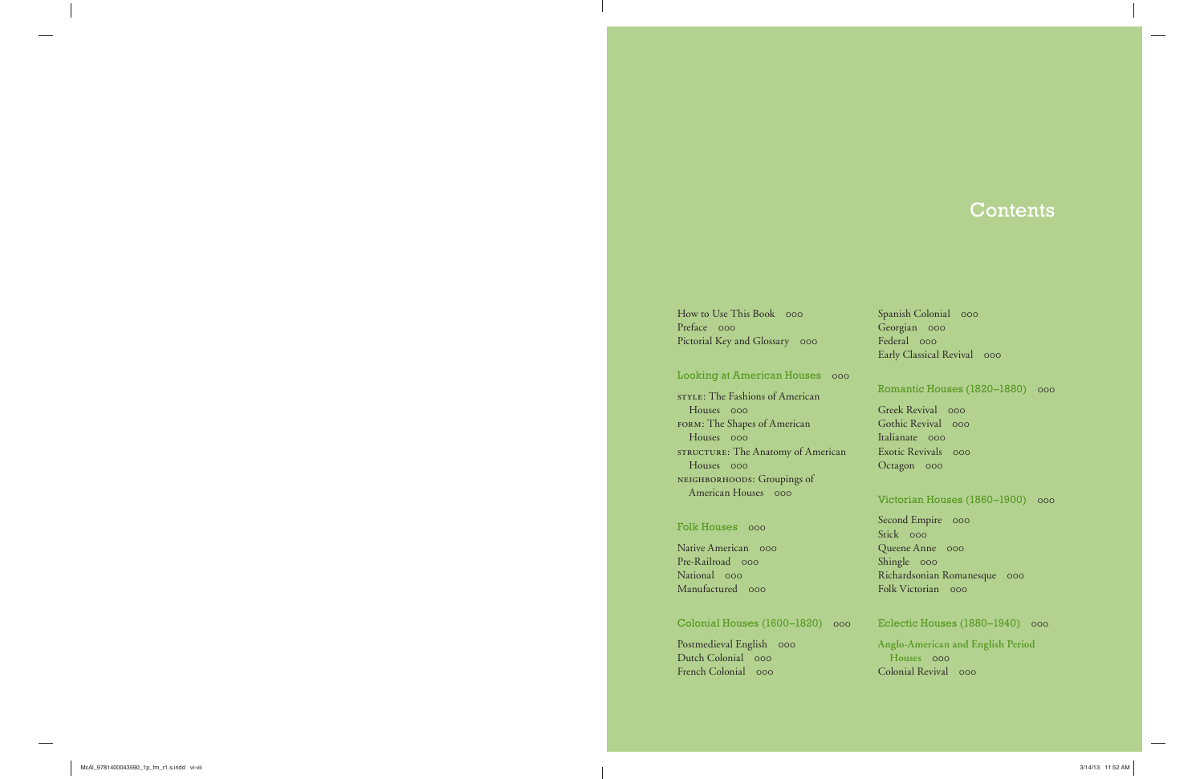# Contents

How to Use This Book 000
Preface 000
Pictorial Key and Glossary 000

## Looking at American Houses 000

STYLE: The Fashions of American Houses 000
FORM: The Shapes of American Houses 000
STRUCTURE: The Anatomy of American Houses 000
NEIGHBORHOODS: Groupings of American Houses 000

## Folk Houses 000

Native American 000
Pre-Railroad 000
National 000
Manufactured 000

## Colonial Houses (1600–1820) 000

Postmedieval English 000
Dutch Colonial 000
French Colonial 000
Spanish Colonial 000
Georgian 000
Federal 000
Early Classical Revival 000

## Romantic Houses (1820–1880) 000

Greek Revival 000
Gothic Revival 000
Italianate 000
Exotic Revivals 000
Octagon 000

## Victorian Houses (1860–1900) 000

Second Empire 000
Stick 000
Queene Anne 000
Shingle 000
Richardsonian Romanesque 000
Folk Victorian 000

## Eclectic Houses (1880–1940) 000

**Anglo-American and English Period Houses** 000
Colonial Revival 000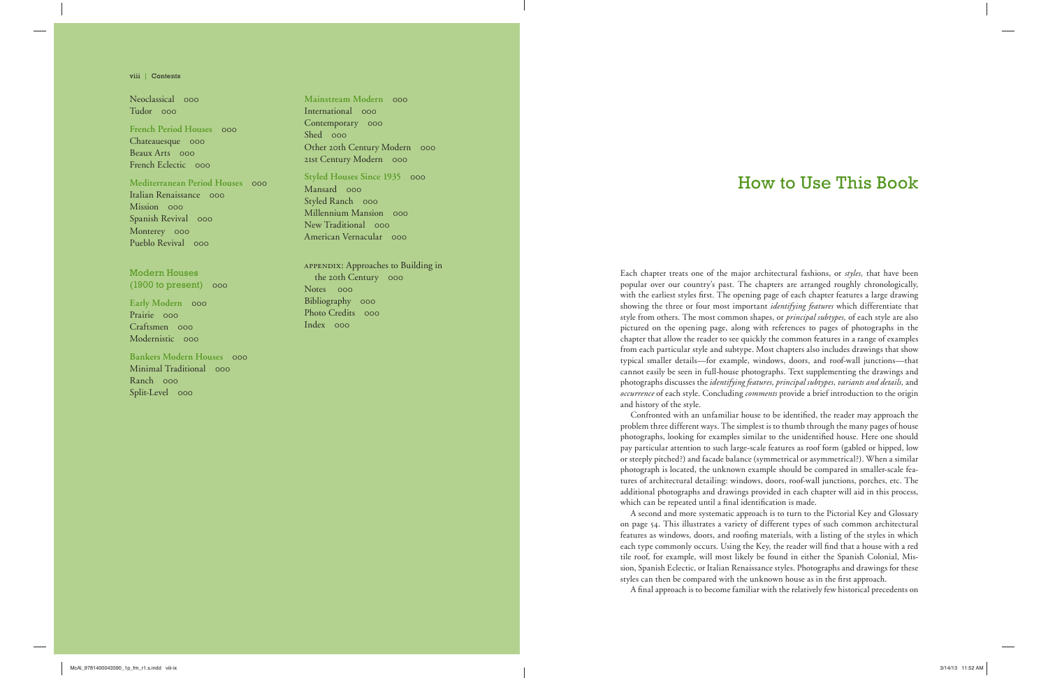Neoclassical 000
Tudor 000

**French Period Houses** 000
Chateauesque 000
Beaux Arts 000
French Eclectic 000

**Mediterranean Period Houses** 000
Italian Renaissance 000
Mission 000
Spanish Revival 000
Monterey 000
Pueblo Revival 000

## Modern Houses (1900 to present) 000

**Early Modern** 000
Prairie 000
Craftsmen 000
Modernistic 000

**Bankers Modern Houses** 000
Minimal Traditional 000
Ranch 000
Split-Level 000

**Mainstream Modern** 000
International 000
Contemporary 000
Shed 000
Other 20th Century Modern 000
21st Century Modern 000

**Styled Houses Since 1935** 000
Mansard 000
Styled Ranch 000
Millennium Mansion 000
New Traditional 000
American Vernacular 000

APPENDIX: Approaches to Building in the 20th Century 000
Notes 000
Bibliography 000
Photo Credits 000
Index 000

# How to Use This Book

Each chapter treats one of the major architectural fashions, or *styles,* that have been popular over our country's past. The chapters are arranged roughly chronologically, with the earliest styles first. The opening page of each chapter features a large drawing showing the three or four most important *identifying features* which differentiate that style from others. The most common shapes, or *principal subtypes,* of each style are also pictured on the opening page, along with references to pages of photographs in the chapter that allow the reader to see quickly the common features in a range of examples from each particular style and subtype. Most chapters also includes drawings that show typical smaller details—for example, windows, doors, and roof-wall junctions—that cannot easily be seen in full-house photographs. Text supplementing the drawings and photographs discusses the *identifying features, principal subtypes, variants and details,* and *occurrence* of each style. Concluding *comments* provide a brief introduction to the origin and history of the style.

Confronted with an unfamiliar house to be identified, the reader may approach the problem three different ways. The simplest is to thumb through the many pages of house photographs, looking for examples similar to the unidentified house. Here one should pay particular attention to such large-scale features as roof form (gabled or hipped, low or steeply pitched?) and facade balance (symmetrical or asymmetrical?). When a similar photograph is located, the unknown example should be compared in smaller-scale features of architectural detailing: windows, doors, roof-wall junctions, porches, etc. The additional photographs and drawings provided in each chapter will aid in this process, which can be repeated until a final identification is made.

A second and more systematic approach is to turn to the Pictorial Key and Glossary on page 54. This illustrates a variety of different types of such common architectural features as windows, doors, and roofing materials, with a listing of the styles in which each type commonly occurs. Using the Key, the reader will find that a house with a red tile roof, for example, will most likely be found in either the Spanish Colonial, Mission, Spanish Eclectic, or Italian Renaissance styles. Photographs and drawings for these styles can then be compared with the unknown house as in the first approach.

A final approach is to become familiar with the relatively few historical precedents on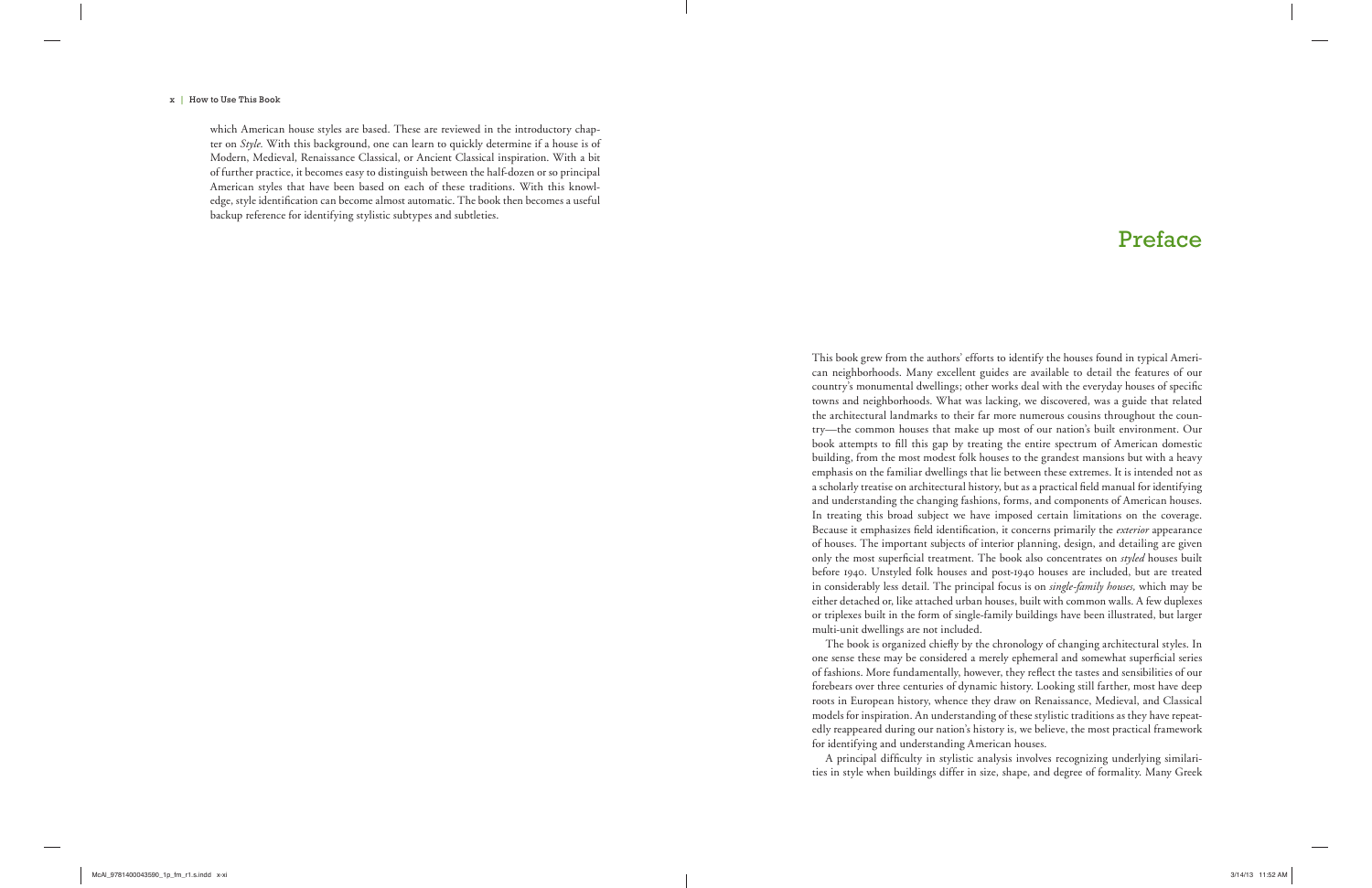which American house styles are based. These are reviewed in the introductory chapter on *Style.* With this background, one can learn to quickly determine if a house is of Modern, Medieval, Renaissance Classical, or Ancient Classical inspiration. With a bit of further practice, it becomes easy to distinguish between the half-dozen or so principal American styles that have been based on each of these traditions. With this knowledge, style identification can become almost automatic. The book then becomes a useful backup reference for identifying stylistic subtypes and subtleties.

# Preface

This book grew from the authors' efforts to identify the houses found in typical American neighborhoods. Many excellent guides are available to detail the features of our country's monumental dwellings; other works deal with the everyday houses of specific towns and neighborhoods. What was lacking, we discovered, was a guide that related the architectural landmarks to their far more numerous cousins throughout the country—the common houses that make up most of our nation's built environment. Our book attempts to fill this gap by treating the entire spectrum of American domestic building, from the most modest folk houses to the grandest mansions but with a heavy emphasis on the familiar dwellings that lie between these extremes. It is intended not as a scholarly treatise on architectural history, but as a practical field manual for identifying and understanding the changing fashions, forms, and components of American houses. In treating this broad subject we have imposed certain limitations on the coverage. Because it emphasizes field identification, it concerns primarily the *exterior* appearance of houses. The important subjects of interior planning, design, and detailing are given only the most superficial treatment. The book also concentrates on *styled* houses built before 1940. Unstyled folk houses and post-1940 houses are included, but are treated in considerably less detail. The principal focus is on *single-family houses,* which may be either detached or, like attached urban houses, built with common walls. A few duplexes or triplexes built in the form of single-family buildings have been illustrated, but larger multi-unit dwellings are not included.

The book is organized chiefly by the chronology of changing architectural styles. In one sense these may be considered a merely ephemeral and somewhat superficial series of fashions. More fundamentally, however, they reflect the tastes and sensibilities of our forebears over three centuries of dynamic history. Looking still farther, most have deep roots in European history, whence they draw on Renaissance, Medieval, and Classical models for inspiration. An understanding of these stylistic traditions as they have repeatedly reappeared during our nation's history is, we believe, the most practical framework for identifying and understanding American houses.

A principal difficulty in stylistic analysis involves recognizing underlying similarities in style when buildings differ in size, shape, and degree of formality. Many Greek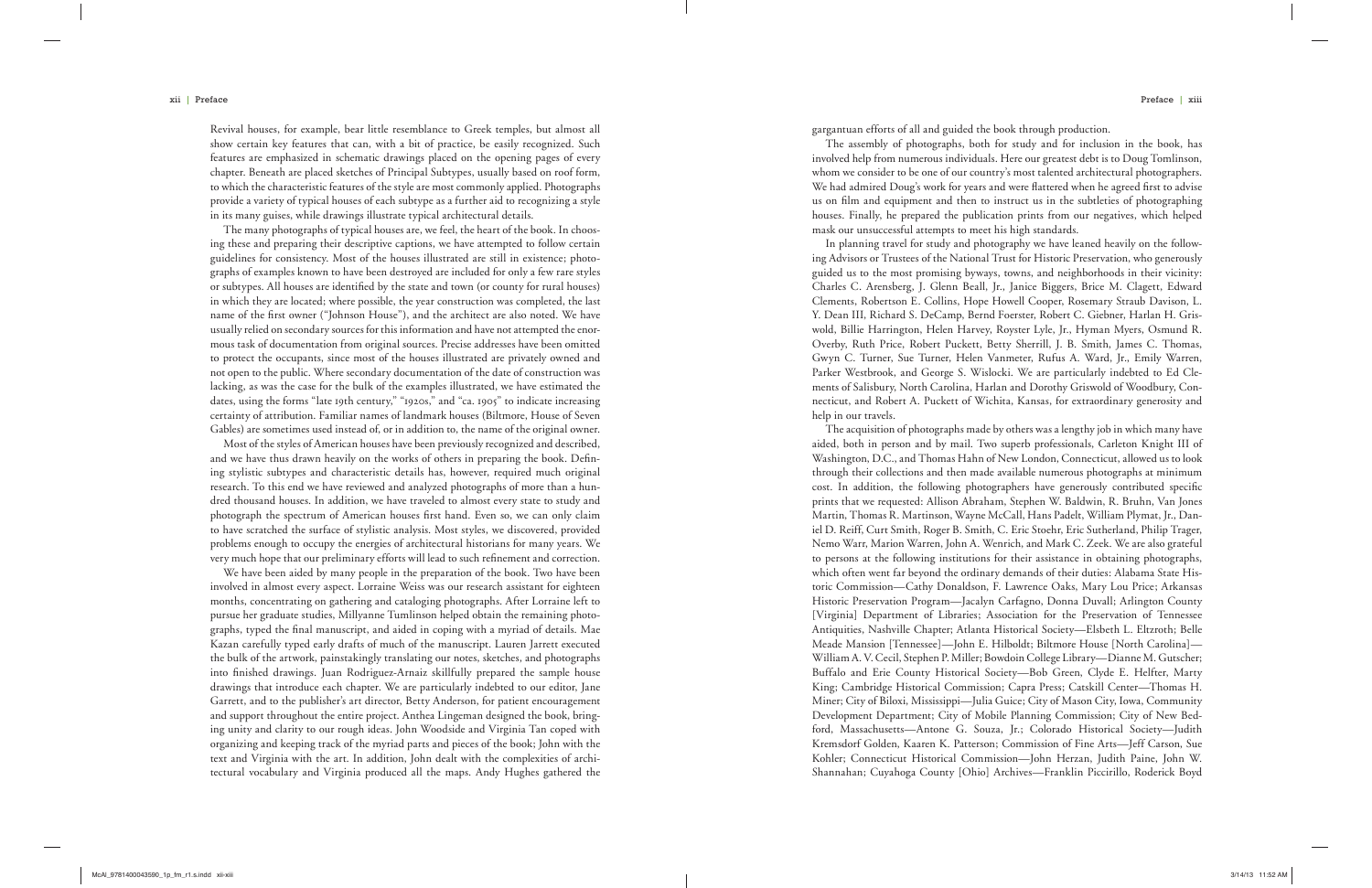Revival houses, for example, bear little resemblance to Greek temples, but almost all show certain key features that can, with a bit of practice, be easily recognized. Such features are emphasized in schematic drawings placed on the opening pages of every chapter. Beneath are placed sketches of Principal Subtypes, usually based on roof form, to which the characteristic features of the style are most commonly applied. Photographs provide a variety of typical houses of each subtype as a further aid to recognizing a style in its many guises, while drawings illustrate typical architectural details.

The many photographs of typical houses are, we feel, the heart of the book. In choosing these and preparing their descriptive captions, we have attempted to follow certain guidelines for consistency. Most of the houses illustrated are still in existence; photographs of examples known to have been destroyed are included for only a few rare styles or subtypes. All houses are identified by the state and town (or county for rural houses) in which they are located; where possible, the year construction was completed, the last name of the first owner ("Johnson House"), and the architect are also noted. We have usually relied on secondary sources for this information and have not attempted the enormous task of documentation from original sources. Precise addresses have been omitted to protect the occupants, since most of the houses illustrated are privately owned and not open to the public. Where secondary documentation of the date of construction was lacking, as was the case for the bulk of the examples illustrated, we have estimated the dates, using the forms "late 19th century," "1920s," and "ca. 1905" to indicate increasing certainty of attribution. Familiar names of landmark houses (Biltmore, House of Seven Gables) are sometimes used instead of, or in addition to, the name of the original owner.

Most of the styles of American houses have been previously recognized and described, and we have thus drawn heavily on the works of others in preparing the book. Defining stylistic subtypes and characteristic details has, however, required much original research. To this end we have reviewed and analyzed photographs of more than a hundred thousand houses. In addition, we have traveled to almost every state to study and photograph the spectrum of American houses first hand. Even so, we can only claim to have scratched the surface of stylistic analysis. Most styles, we discovered, provided problems enough to occupy the energies of architectural historians for many years. We very much hope that our preliminary efforts will lead to such refinement and correction.

We have been aided by many people in the preparation of the book. Two have been involved in almost every aspect. Lorraine Weiss was our research assistant for eighteen months, concentrating on gathering and cataloging photographs. After Lorraine left to pursue her graduate studies, Millyanne Tumlinson helped obtain the remaining photographs, typed the final manuscript, and aided in coping with a myriad of details. Mae Kazan carefully typed early drafts of much of the manuscript. Lauren Jarrett executed the bulk of the artwork, painstakingly translating our notes, sketches, and photographs into finished drawings. Juan Rodriguez-Arnaiz skillfully prepared the sample house drawings that introduce each chapter. We are particularly indebted to our editor, Jane Garrett, and to the publisher's art director, Betty Anderson, for patient encouragement and support throughout the entire project. Anthea Lingeman designed the book, bringing unity and clarity to our rough ideas. John Woodside and Virginia Tan coped with organizing and keeping track of the myriad parts and pieces of the book; John with the text and Virginia with the art. In addition, John dealt with the complexities of architectural vocabulary and Virginia produced all the maps. Andy Hughes gathered the gargantuan efforts of all and guided the book through production.

The assembly of photographs, both for study and for inclusion in the book, has involved help from numerous individuals. Here our greatest debt is to Doug Tomlinson, whom we consider to be one of our country's most talented architectural photographers. We had admired Doug's work for years and were flattered when he agreed first to advise us on film and equipment and then to instruct us in the subtleties of photographing houses. Finally, he prepared the publication prints from our negatives, which helped mask our unsuccessful attempts to meet his high standards.

In planning travel for study and photography we have leaned heavily on the following Advisors or Trustees of the National Trust for Historic Preservation, who generously guided us to the most promising byways, towns, and neighborhoods in their vicinity: Charles C. Arensberg, J. Glenn Beall, Jr., Janice Biggers, Brice M. Clagett, Edward Clements, Robertson E. Collins, Hope Howell Cooper, Rosemary Straub Davison, L. Y. Dean III, Richard S. DeCamp, Bernd Foerster, Robert C. Giebner, Harlan H. Griswold, Billie Harrington, Helen Harvey, Royster Lyle, Jr., Hyman Myers, Osmund R. Overby, Ruth Price, Robert Puckett, Betty Sherrill, J. B. Smith, James C. Thomas, Gwyn C. Turner, Sue Turner, Helen Vanmeter, Rufus A. Ward, Jr., Emily Warren, Parker Westbrook, and George S. Wislocki. We are particularly indebted to Ed Clements of Salisbury, North Carolina, Harlan and Dorothy Griswold of Woodbury, Connecticut, and Robert A. Puckett of Wichita, Kansas, for extraordinary generosity and help in our travels.

The acquisition of photographs made by others was a lengthy job in which many have aided, both in person and by mail. Two superb professionals, Carleton Knight III of Washington, D.C., and Thomas Hahn of New London, Connecticut, allowed us to look through their collections and then made available numerous photographs at minimum cost. In addition, the following photographers have generously contributed specific prints that we requested: Allison Abraham, Stephen W. Baldwin, R. Bruhn, Van Jones Martin, Thomas R. Martinson, Wayne McCall, Hans Padelt, William Plymat, Jr., Daniel D. Reiff, Curt Smith, Roger B. Smith, C. Eric Stoehr, Eric Sutherland, Philip Trager, Nemo Warr, Marion Warren, John A. Wenrich, and Mark C. Zeek. We are also grateful to persons at the following institutions for their assistance in obtaining photographs, which often went far beyond the ordinary demands of their duties: Alabama State Historic Commission—Cathy Donaldson, F. Lawrence Oaks, Mary Lou Price; Arkansas Historic Preservation Program—Jacalyn Carfagno, Donna Duvall; Arlington County [Virginia] Department of Libraries; Association for the Preservation of Tennessee Antiquities, Nashville Chapter; Atlanta Historical Society—Elsbeth L. Eltzroth; Belle Meade Mansion [Tennessee]—John E. Hilboldt; Biltmore House [North Carolina]—William A. V. Cecil, Stephen P. Miller; Bowdoin College Library—Dianne M. Gutscher; Buffalo and Erie County Historical Society—Bob Green, Clyde E. Helfter, Marty King; Cambridge Historical Commission; Capra Press; Catskill Center—Thomas H. Miner; City of Biloxi, Mississippi—Julia Guice; City of Mason City, Iowa, Community Development Department; City of Mobile Planning Commission; City of New Bedford, Massachusetts—Antone G. Souza, Jr.; Colorado Historical Society—Judith Kremsdorf Golden, Kaaren K. Patterson; Commission of Fine Arts—Jeff Carson, Sue Kohler; Connecticut Historical Commission—John Herzan, Judith Paine, John W. Shannahan; Cuyahoga County [Ohio] Archives—Franklin Piccirillo, Roderick Boyd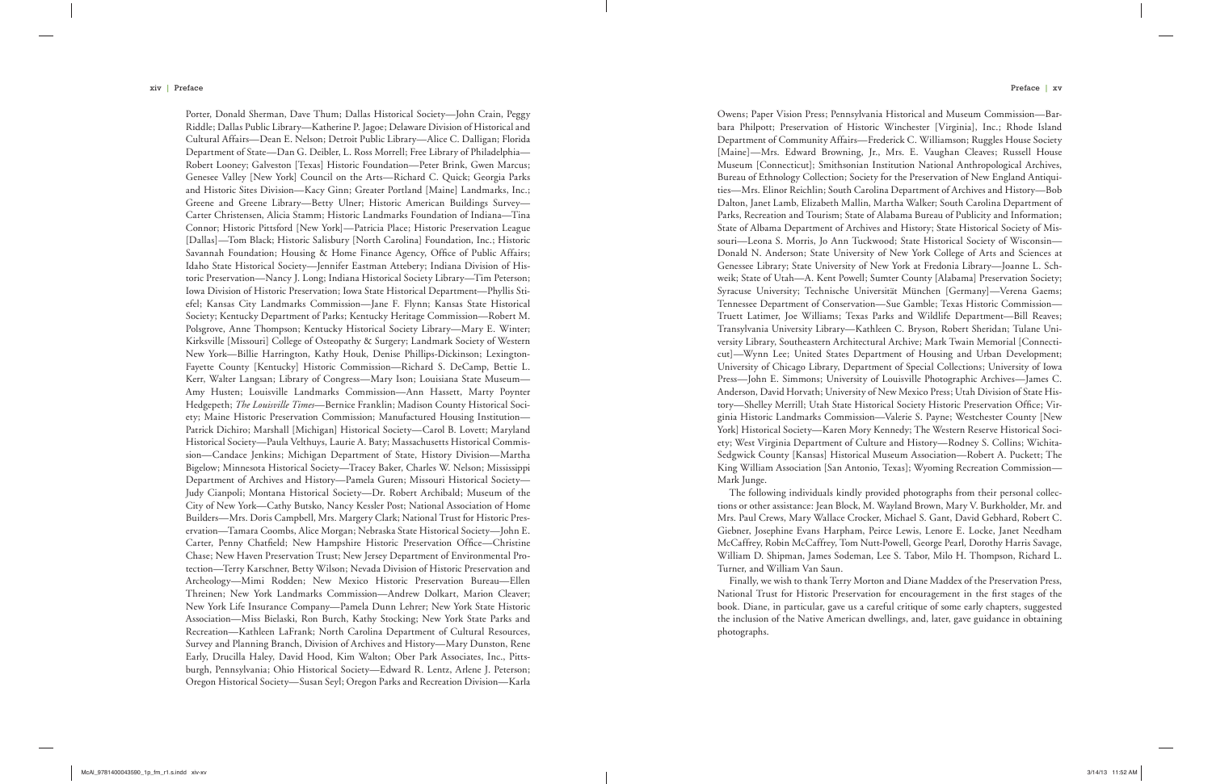Porter, Donald Sherman, Dave Thum; Dallas Historical Society—John Crain, Peggy Riddle; Dallas Public Library—Katherine P. Jagoe; Delaware Division of Historical and Cultural Affairs—Dean E. Nelson; Detroit Public Library—Alice C. Dalligan; Florida Department of State—Dan G. Deibler, L. Ross Morrell; Free Library of Philadelphia—Robert Looney; Galveston [Texas] Historic Foundation—Peter Brink, Gwen Marcus; Genesee Valley [New York] Council on the Arts—Richard C. Quick; Georgia Parks and Historic Sites Division—Kacy Ginn; Greater Portland [Maine] Landmarks, Inc.; Greene and Greene Library—Betty Ulner; Historic American Buildings Survey—Carter Christensen, Alicia Stamm; Historic Landmarks Foundation of Indiana—Tina Connor; Historic Pittsford [New York]—Patricia Place; Historic Preservation League [Dallas]—Tom Black; Historic Salisbury [North Carolina] Foundation, Inc.; Historic Savannah Foundation; Housing & Home Finance Agency, Office of Public Affairs; Idaho State Historical Society—Jennifer Eastman Attebery; Indiana Division of Historic Preservation—Nancy J. Long; Indiana Historical Society Library—Tim Peterson; Iowa Division of Historic Preservation; Iowa State Historical Department—Phyllis Stiefel; Kansas City Landmarks Commission—Jane F. Flynn; Kansas State Historical Society; Kentucky Department of Parks; Kentucky Heritage Commission—Robert M. Polsgrove, Anne Thompson; Kentucky Historical Society Library—Mary E. Winter; Kirksville [Missouri] College of Osteopathy & Surgery; Landmark Society of Western New York—Billie Harrington, Kathy Houk, Denise Phillips-Dickinson; Lexington-Fayette County [Kentucky] Historic Commission—Richard S. DeCamp, Bettie L. Kerr, Walter Langsan; Library of Congress—Mary Ison; Louisiana State Museum—Amy Husten; Louisville Landmarks Commission—Ann Hassett, Marty Poynter Hedgepeth; *The Louisville Times*—Bernice Franklin; Madison County Historical Society; Maine Historic Preservation Commission; Manufactured Housing Institution—Patrick Dichiro; Marshall [Michigan] Historical Society—Carol B. Lovett; Maryland Historical Society—Paula Velthuys, Laurie A. Baty; Massachusetts Historical Commission—Candace Jenkins; Michigan Department of State, History Division—Martha Bigelow; Minnesota Historical Society—Tracey Baker, Charles W. Nelson; Mississippi Department of Archives and History—Pamela Guren; Missouri Historical Society—Judy Cianpoli; Montana Historical Society—Dr. Robert Archibald; Museum of the City of New York—Cathy Butsko, Nancy Kessler Post; National Association of Home Builders—Mrs. Doris Campbell, Mrs. Margery Clark; National Trust for Historic Preservation—Tamara Coombs, Alice Morgan; Nebraska State Historical Society—John E. Carter, Penny Chatfield; New Hampshire Historic Preservation Office—Christine Chase; New Haven Preservation Trust; New Jersey Department of Environmental Protection—Terry Karschner, Betty Wilson; Nevada Division of Historic Preservation and Archeology—Mimi Rodden; New Mexico Historic Preservation Bureau—Ellen Threinen; New York Landmarks Commission—Andrew Dolkart, Marion Cleaver; New York Life Insurance Company—Pamela Dunn Lehrer; New York State Historic Association—Miss Bielaski, Ron Burch, Kathy Stocking; New York State Parks and Recreation—Kathleen LaFrank; North Carolina Department of Cultural Resources, Survey and Planning Branch, Division of Archives and History—Mary Dunston, Rene Early, Drucilla Haley, David Hood, Kim Walton; Ober Park Associates, Inc., Pittsburgh, Pennsylvania; Ohio Historical Society—Edward R. Lentz, Arlene J. Peterson; Oregon Historical Society—Susan Seyl; Oregon Parks and Recreation Division—Karla Owens; Paper Vision Press; Pennsylvania Historical and Museum Commission—Barbara Philpott; Preservation of Historic Winchester [Virginia], Inc.; Rhode Island Department of Community Affairs—Frederick C. Williamson; Ruggles House Society [Maine]—Mrs. Edward Browning, Jr., Mrs. E. Vaughan Cleaves; Russell House Museum [Connecticut]; Smithsonian Institution National Anthropological Archives, Bureau of Ethnology Collection; Society for the Preservation of New England Antiquities—Mrs. Elinor Reichlin; South Carolina Department of Archives and History—Bob Dalton, Janet Lamb, Elizabeth Mallin, Martha Walker; South Carolina Department of Parks, Recreation and Tourism; State of Alabama Bureau of Publicity and Information; State of Albama Department of Archives and History; State Historical Society of Missouri—Leona S. Morris, Jo Ann Tuckwood; State Historical Society of Wisconsin—Donald N. Anderson; State University of New York College of Arts and Sciences at Genessee Library; State University of New York at Fredonia Library—Joanne L. Schweik; State of Utah—A. Kent Powell; Sumter County [Alabama] Preservation Society; Syracuse University; Technische Universität München [Germany]—Verena Gaems; Tennessee Department of Conservation—Sue Gamble; Texas Historic Commission—Truett Latimer, Joe Williams; Texas Parks and Wildlife Department—Bill Reaves; Transylvania University Library—Kathleen C. Bryson, Robert Sheridan; Tulane University Library, Southeastern Architectural Archive; Mark Twain Memorial [Connecticut]—Wynn Lee; United States Department of Housing and Urban Development; University of Chicago Library, Department of Special Collections; University of Iowa Press—John E. Simmons; University of Louisville Photographic Archives—James C. Anderson, David Horvath; University of New Mexico Press; Utah Division of State History—Shelley Merrill; Utah State Historical Society Historic Preservation Office; Virginia Historic Landmarks Commission—Valerie S. Payne; Westchester County [New York] Historical Society—Karen Mory Kennedy; The Western Reserve Historical Society; West Virginia Department of Culture and History—Rodney S. Collins; Wichita-Sedgwick County [Kansas] Historical Museum Association—Robert A. Puckett; The King William Association [San Antonio, Texas]; Wyoming Recreation Commission—Mark Junge.

The following individuals kindly provided photographs from their personal collections or other assistance: Jean Block, M. Wayland Brown, Mary V. Burkholder, Mr. and Mrs. Paul Crews, Mary Wallace Crocker, Michael S. Gant, David Gebhard, Robert C. Giebner, Josephine Evans Harpham, Peirce Lewis, Lenore E. Locke, Janet Needham McCaffrey, Robin McCaffrey, Tom Nutt-Powell, George Pearl, Dorothy Harris Savage, William D. Shipman, James Sodeman, Lee S. Tabor, Milo H. Thompson, Richard L. Turner, and William Van Saun.

Finally, we wish to thank Terry Morton and Diane Maddex of the Preservation Press, National Trust for Historic Preservation for encouragement in the first stages of the book. Diane, in particular, gave us a careful critique of some early chapters, suggested the inclusion of the Native American dwellings, and, later, gave guidance in obtaining photographs.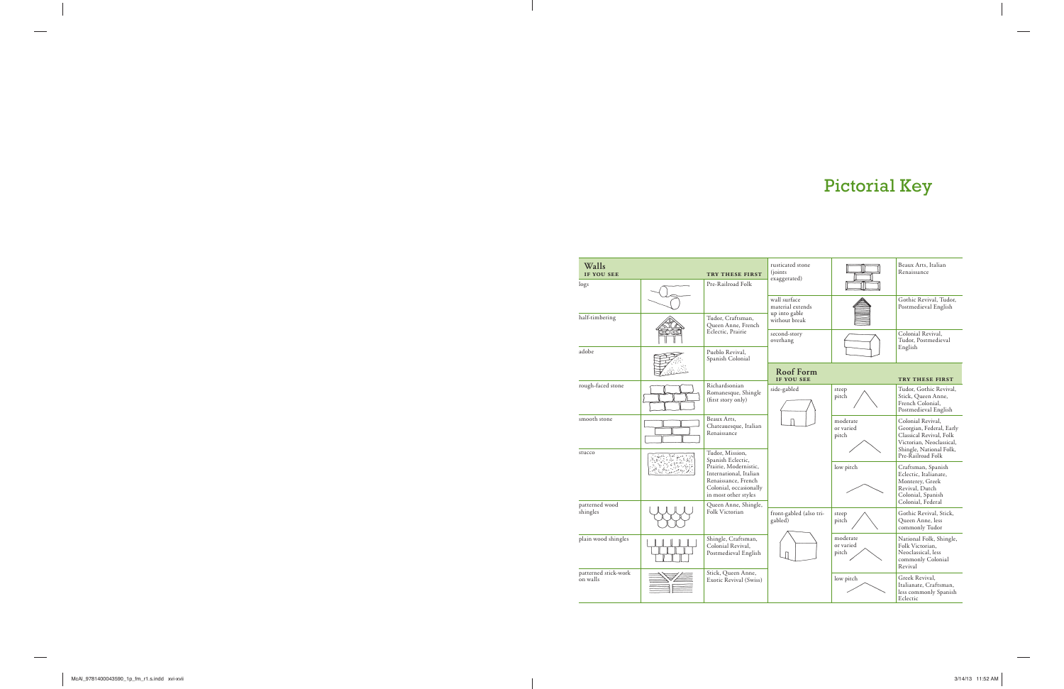# Pictorial Key

## Walls

| IF YOU SEE | | TRY THESE FIRST |
|---|---|---|
| logs | | Pre-Railroad Folk |
| half-timbering | | Tudor, Craftsman, Queen Anne, French Eclectic, Prairie |
| adobe | | Pueblo Revival, Spanish Colonial |
| rough-faced stone | | Richardsonian Romanesque, Shingle (first story only) |
| smooth stone | | Beaux Arts, Chateauesque, Italian Renaissance |
| stucco | | Tudor, Mission, Spanish Eclectic, Prairie, Modernistic, International, Italian Renaissance, French Colonial, occasionally in most other styles |
| patterned wood shingles | | Queen Anne, Shingle, Folk Victorian |
| plain wood shingles | | Shingle, Craftsman, Colonial Revival, Postmedieval English |
| patterned stick-work on walls | | Stick, Queen Anne, Exotic Revival (Swiss) |
| rusticated stone (joints exaggerated) | | Beaux Arts, Italian Renaissance |
| wall surface material extends up into gable without break | | Gothic Revival, Tudor, Postmedieval English |
| second-story overhang | | Colonial Revival, Tudor, Postmedieval English |

## Roof Form

| IF YOU SEE | | TRY THESE FIRST |
|---|---|---|
| side-gabled | steep pitch | Tudor, Gothic Revival, Stick, Queen Anne, French Colonial, Postmedieval English |
| | moderate or varied pitch | Colonial Revival, Georgian, Federal, Early Classical Revival, Folk Victorian, Neoclassical, Shingle, National Folk, Pre-Railroad Folk |
| | low pitch | Craftsman, Spanish Eclectic, Italianate, Monterey, Greek Revival, Dutch Colonial, Spanish Colonial, Federal |
| front-gabled (also tri-gabled) | steep pitch | Gothic Revival, Stick, Queen Anne, less commonly Tudor |
| | moderate or varied pitch | National Folk, Shingle, Folk Victorian, Neoclassical, less commonly Colonial Revival |
| | low pitch | Greek Revival, Italianate, Craftsman, less commonly Spanish Eclectic |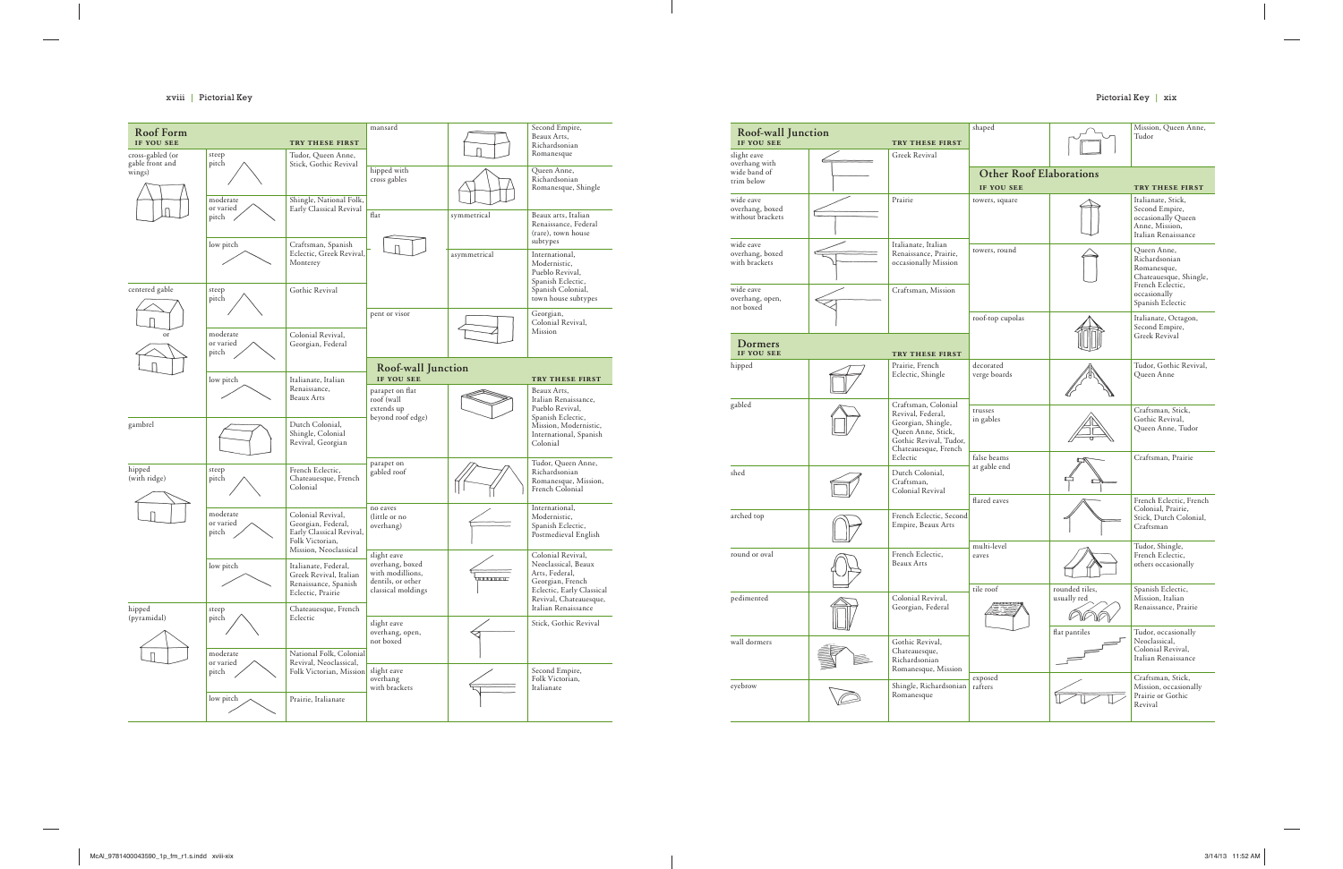## Roof Form

| IF YOU SEE | | TRY THESE FIRST |
|---|---|---|
| cross-gabled (or gable front and wings) | steep pitch | Tudor, Queen Anne, Stick, Gothic Revival |
| | moderate or varied pitch | Shingle, National Folk, Early Classical Revival |
| | low pitch | Craftsman, Spanish Eclectic, Greek Revival, Monterey |
| centered gable or | steep pitch | Gothic Revival |
| | moderate or varied pitch | Colonial Revival, Georgian, Federal |
| | low pitch | Italianate, Italian Renaissance, Beaux Arts |
| gambrel | | Dutch Colonial, Shingle, Colonial Revival, Georgian |
| hipped (with ridge) | steep pitch | French Eclectic, Chateauesque, French Colonial |
| | moderate or varied pitch | Colonial Revival, Georgian, Federal, Early Classical Revival, Folk Victorian, Mission, Neoclassical |
| | low pitch | Italianate, Federal, Greek Revival, Italian Renaissance, Spanish Eclectic, Prairie |
| hipped (pyramidal) | steep pitch | Chateauesque, French Eclectic |
| | moderate or varied pitch | National Folk, Colonial Revival, Neoclassical, Folk Victorian, Mission |
| | low pitch | Prairie, Italianate |
| mansard | | Second Empire, Beaux Arts, Richardsonian Romanesque |
| hipped with cross gables | | Queen Anne, Richardsonian Romanesque, Shingle |
| flat | symmetrical | Beaux arts, Italian Renaissance, Federal (rare), town house subtypes |
| | asymmetrical | International, Modernistic, Pueblo Revival, Spanish Eclectic, Spanish Colonial, town house subtypes |
| pent or visor | | Georgian, Colonial Revival, Mission |

## Roof-wall Junction

| IF YOU SEE | | TRY THESE FIRST |
|---|---|---|
| parapet on flat roof (wall extends up beyond roof edge) | | Beaux Arts, Italian Renaissance, Pueblo Revival, Spanish Eclectic, Mission, Modernistic, International, Spanish Colonial |
| parapet on gabled roof | | Tudor, Queen Anne, Richardsonian Romanesque, Mission, French Colonial |
| no eaves (little or no overhang) | | International, Modernistic, Spanish Eclectic, Postmedieval English |
| slight eave overhang, boxed with modillions, dentils, or other classical moldings | | Colonial Revival, Neoclassical, Beaux Arts, Federal, Georgian, French Eclectic, Early Classical Revival, Chateauesque, Italian Renaissance |
| slight eave overhang, open, not boxed | | Stick, Gothic Revival |
| slight eave overhang with brackets | | Second Empire, Folk Victorian, Italianate |
| slight eave overhang with wide band of trim below | | Greek Revival |
| wide eave overhang, boxed without brackets | | Prairie |
| wide eave overhang, boxed with brackets | | Italianate, Italian Renaissance, Prairie, occasionally Mission |
| wide eave overhang, open, not boxed | | Craftsman, Mission |
| shaped | | Mission, Queen Anne, Tudor |

## Dormers

| IF YOU SEE | | TRY THESE FIRST |
|---|---|---|
| hipped | | Prairie, French Eclectic, Shingle |
| gabled | | Craftsman, Colonial Revival, Federal, Georgian, Shingle, Queen Anne, Stick, Gothic Revival, Tudor, Chateauesque, French Eclectic |
| shed | | Dutch Colonial, Craftsman, Colonial Revival |
| arched top | | French Eclectic, Second Empire, Beaux Arts |
| round or oval | | French Eclectic, Beaux Arts |
| pedimented | | Colonial Revival, Georgian, Federal |
| wall dormers | | Gothic Revival, Chateauesque, Richardsonian Romanesque, Mission |
| eyebrow | | Shingle, Richardsonian Romanesque |

## Other Roof Elaborations

| IF YOU SEE | | TRY THESE FIRST |
|---|---|---|
| towers, square | | Italianate, Stick, Second Empire, occasionally Queen Anne, Mission, Italian Renaissance |
| towers, round | | Queen Anne, Richardsonian Romanesque, Chateauesque, Shingle, French Eclectic, occasionally Spanish Eclectic |
| roof-top cupolas | | Italianate, Octagon, Second Empire, Greek Revival |
| decorated verge boards | | Tudor, Gothic Revival, Queen Anne |
| trusses in gables | | Craftsman, Stick, Gothic Revival, Queen Anne, Tudor |
| false beams at gable end | | Craftsman, Prairie |
| flared eaves | | French Eclectic, French Colonial, Prairie, Stick, Dutch Colonial, Craftsman |
| multi-level eaves | | Tudor, Shingle, French Eclectic, others occasionally |
| tile roof | rounded tiles, usually red | Spanish Eclectic, Mission, Italian Renaissance, Prairie |
| | flat pantiles | Tudor, occasionally Neoclassical, Colonial Revival, Italian Renaissance |
| exposed rafters | | Craftsman, Stick, Mission, occasionally Prairie or Gothic Revival |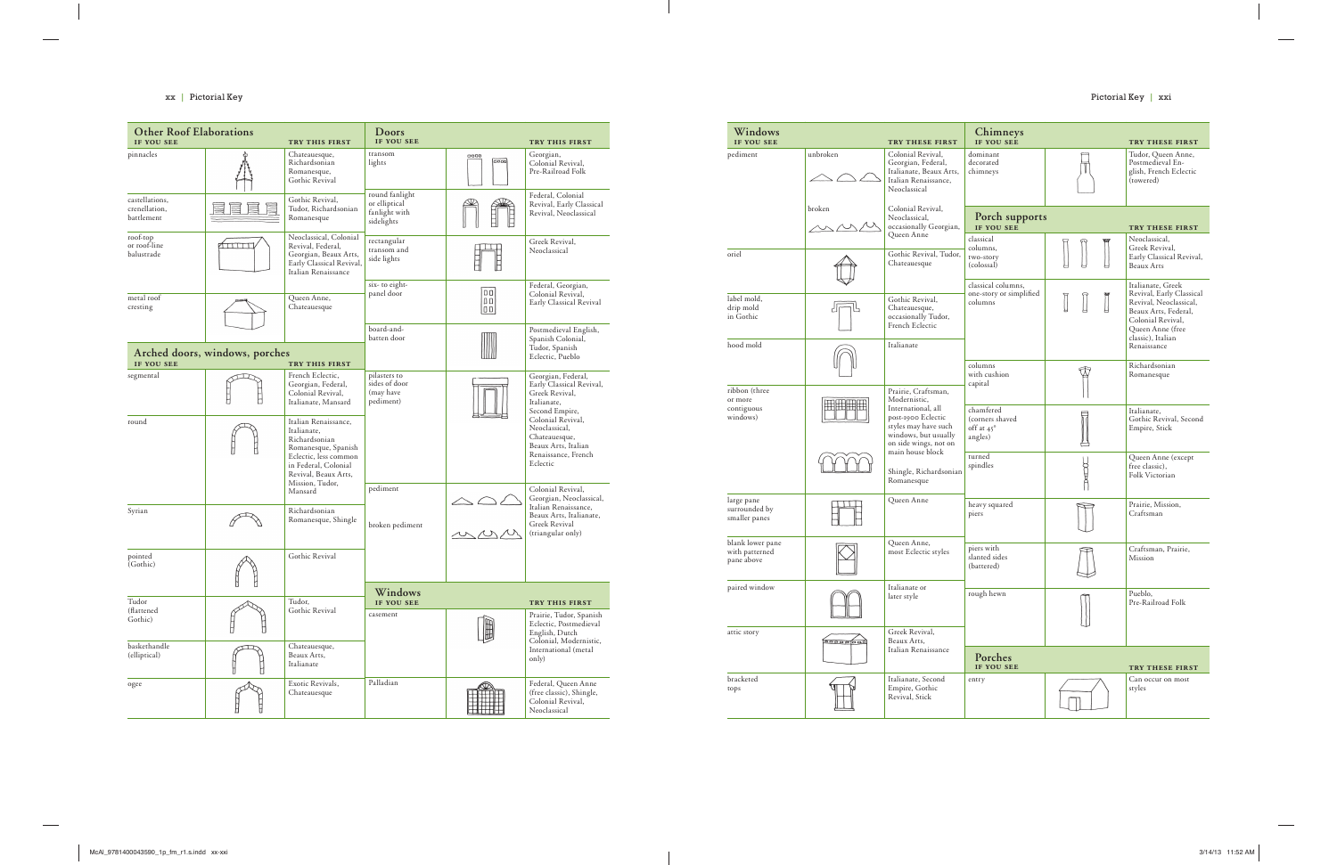## Other Roof Elaborations

| IF YOU SEE | | TRY THIS FIRST |
|---|---|---|
| pinnacles | | Chateauesque, Richardsonian Romanesque, Gothic Revival |
| castellations, crenellation, battlement | | Gothic Revival, Tudor, Richardsonian Romanesque |
| roof-top or roof-line balustrade | | Neoclassical, Colonial Revival, Federal, Georgian, Beaux Arts, Early Classical Revival, Italian Renaissance |
| metal roof cresting | | Queen Anne, Chateauesque |

## Arched doors, windows, porches

| IF YOU SEE | | TRY THIS FIRST |
|---|---|---|
| segmental | | French Eclectic, Georgian, Federal, Colonial Revival, Italianate, Mansard |
| round | | Italian Renaissance, Italianate, Richardsonian Romanesque, Spanish Eclectic, less common in Federal, Colonial Revival, Beaux Arts, Mission, Tudor, Mansard |
| Syrian | | Richardsonian Romanesque, Shingle |
| pointed (Gothic) | | Gothic Revival |
| Tudor (flattened Gothic) | | Tudor, Gothic Revival |
| baskethandle (elliptical) | | Chateauesque, Beaux Arts, Italianate |
| ogee | | Exotic Revivals, Chateauesque |

## Doors

| IF YOU SEE | | TRY THIS FIRST |
|---|---|---|
| transom lights | | Georgian, Colonial Revival, Pre-Railroad Folk |
| round fanlight or elliptical fanlight with sidelights | | Federal, Colonial Revival, Early Classical Revival, Neoclassical |
| rectangular transom and side lights | | Greek Revival, Neoclassical |
| six- to eight-panel door | | Federal, Georgian, Colonial Revival, Early Classical Revival |
| board-and-batten door | | Postmedieval English, Spanish Colonial, Tudor, Spanish Eclectic, Pueblo |
| pilasters to sides of door (may have pediment) | | Georgian, Federal, Early Classical Revival, Greek Revival, Italianate, Second Empire, Colonial Revival, Neoclassical, Chateauesque, Beaux Arts, Italian Renaissance, French Eclectic |
| pediment / broken pediment | | Colonial Revival, Georgian, Neoclassical, Italian Renaissance, Beaux Arts, Italianate, Greek Revival (triangular only) |

## Windows

| IF YOU SEE | | TRY THIS FIRST |
|---|---|---|
| casement | | Prairie, Tudor, Spanish Eclectic, Postmedieval English, Dutch Colonial, Modernistic, International (metal only) |
| Palladian | | Federal, Queen Anne (free classic), Shingle, Colonial Revival, Neoclassical |

## Windows

| IF YOU SEE | | TRY THESE FIRST |
|---|---|---|
| pediment | unbroken | Colonial Revival, Georgian, Federal, Italianate, Beaux Arts, Italian Renaissance, Neoclassical |
| | broken | Colonial Revival, Neoclassical, occasionally Georgian, Queen Anne |
| oriel | | Gothic Revival, Tudor, Chateauesque |
| label mold, drip mold in Gothic | | Gothic Revival, Chateauesque, occasionally Tudor, French Eclectic |
| hood mold | | Italianate |
| ribbon (three or more contiguous windows) | | Prairie, Craftsman, Modernistic, International, all post-1900 Eclectic styles may have such windows, but usually on side wings, not on main house block |
| | | Shingle, Richardsonian Romanesque |
| large pane surrounded by smaller panes | | Queen Anne |
| blank lower pane with patterned pane above | | Queen Anne, most Eclectic styles |
| paired window | | Italianate or later style |
| attic story | | Greek Revival, Beaux Arts, Italian Renaissance |
| bracketed tops | | Italianate, Second Empire, Gothic Revival, Stick |

## Chimneys

| IF YOU SEE | | TRY THESE FIRST |
|---|---|---|
| dominant decorated chimneys | | Tudor, Queen Anne, Postmedieval English, French Eclectic (towered) |

## Porch supports

| IF YOU SEE | | TRY THESE FIRST |
|---|---|---|
| classical columns, two-story (colossal) | | Neoclassical, Greek Revival, Early Classical Revival, Beaux Arts |
| classical columns, one-story or simplified columns | | Italianate, Greek Revival, Early Classical Revival, Neoclassical, Beaux Arts, Federal, Colonial Revival, Queen Anne (free classic), Italian Renaissance |
| columns with cushion capital | | Richardsonian Romanesque |
| chamfered (corners shaved off at 45° angles) | | Italianate, Gothic Revival, Second Empire, Stick |
| turned spindles | | Queen Anne (except free classic), Folk Victorian |
| heavy squared piers | | Prairie, Mission, Craftsman |
| piers with slanted sides (battered) | | Craftsman, Prairie, Mission |
| rough hewn | | Pueblo, Pre-Railroad Folk |

## Porches

| IF YOU SEE | | TRY THESE FIRST |
|---|---|---|
| entry | | Can occur on most styles |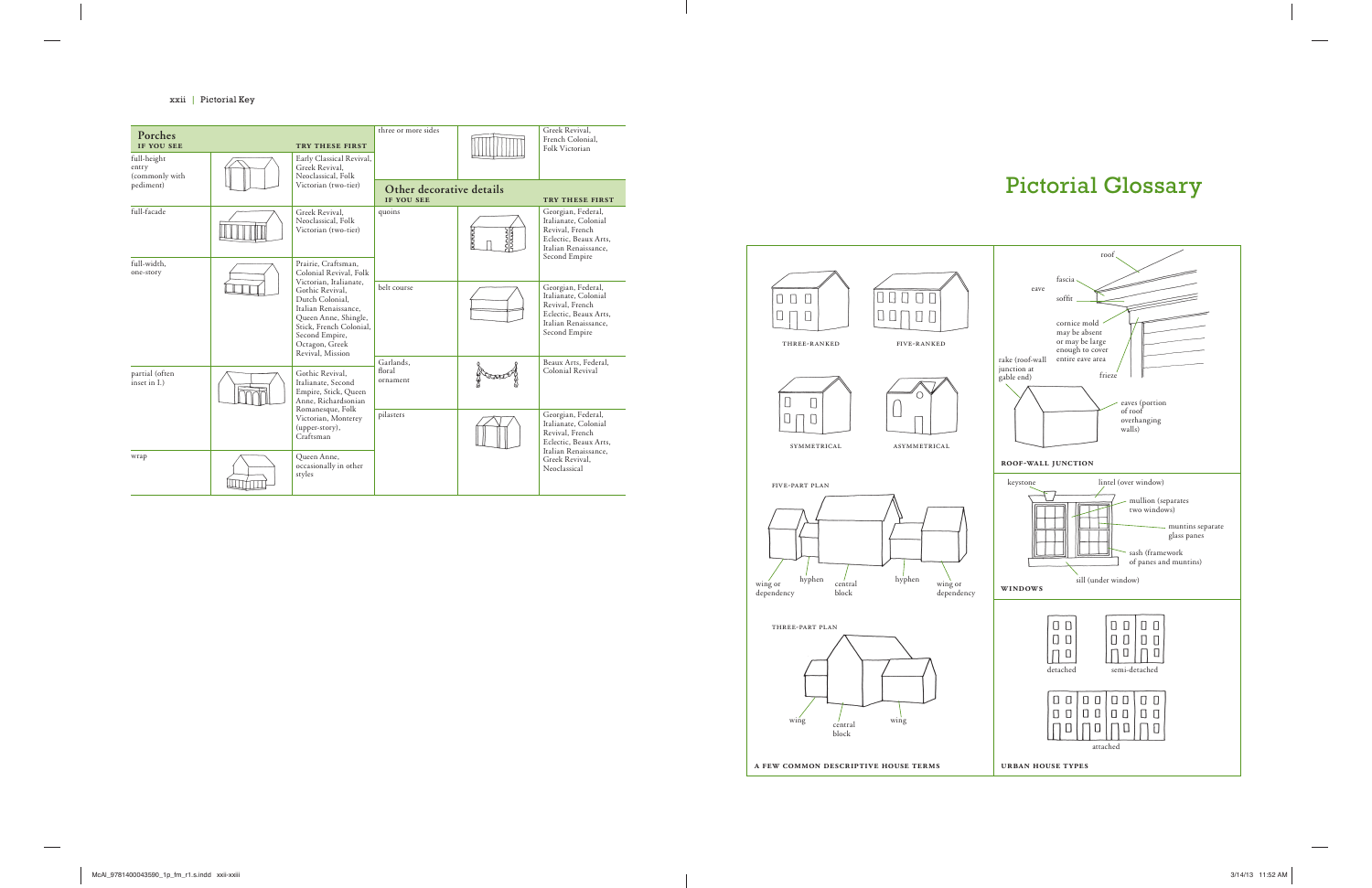## Porches

| IF YOU SEE | | TRY THESE FIRST |
|---|---|---|
| full-height entry (commonly with pediment) | | Early Classical Revival, Greek Revival, Neoclassical, Folk Victorian (two-tier) |
| full-facade | | Greek Revival, Neoclassical, Folk Victorian (two-tier) |
| full-width, one-story | | Prairie, Craftsman, Colonial Revival, Folk Victorian, Italianate, Gothic Revival, Dutch Colonial, Italian Renaissance, Queen Anne, Shingle, Stick, French Colonial, Second Empire, Octagon, Greek Revival, Mission |
| partial (often inset in L) | | Gothic Revival, Italianate, Second Empire, Stick, Queen Anne, Richardsonian Romanesque, Folk Victorian, Monterey (upper-story), Craftsman |
| wrap | | Queen Anne, occasionally in other styles |
| three or more sides | | Greek Revival, French Colonial, Folk Victorian |

## Other decorative details

| IF YOU SEE | | TRY THESE FIRST |
|---|---|---|
| quoins | | Georgian, Federal, Italianate, Colonial Revival, French Eclectic, Beaux Arts, Italian Renaissance, Second Empire |
| belt course | | Georgian, Federal, Italianate, Colonial Revival, French Eclectic, Beaux Arts, Italian Renaissance, Second Empire |
| Garlands, floral ornament | | Beaux Arts, Federal, Colonial Revival |
| pilasters | | Georgian, Federal, Italianate, Colonial Revival, French Eclectic, Beaux Arts, Italian Renaissance, Greek Revival, Neoclassical |

# Pictorial Glossary

three-ranked

five-ranked

symmetrical

asymmetrical

five-part plan

wing or dependency — hyphen — central block — hyphen — wing or dependency

three-part plan

wing — central block — wing

**A FEW COMMON DESCRIPTIVE HOUSE TERMS**

roof

fascia

eave

soffit

cornice mold may be absent or may be large enough to cover entire eave area

rake (roof-wall junction at gable end)

frieze

eaves (portion of roof overhanging walls)

**ROOF-WALL JUNCTION**

keystone

lintel (over window)

mullion (separates two windows)

muntins separate glass panes

sash (framework of panes and muntins)

sill (under window)

**WINDOWS**

detached

semi-detached

attached

**URBAN HOUSE TYPES**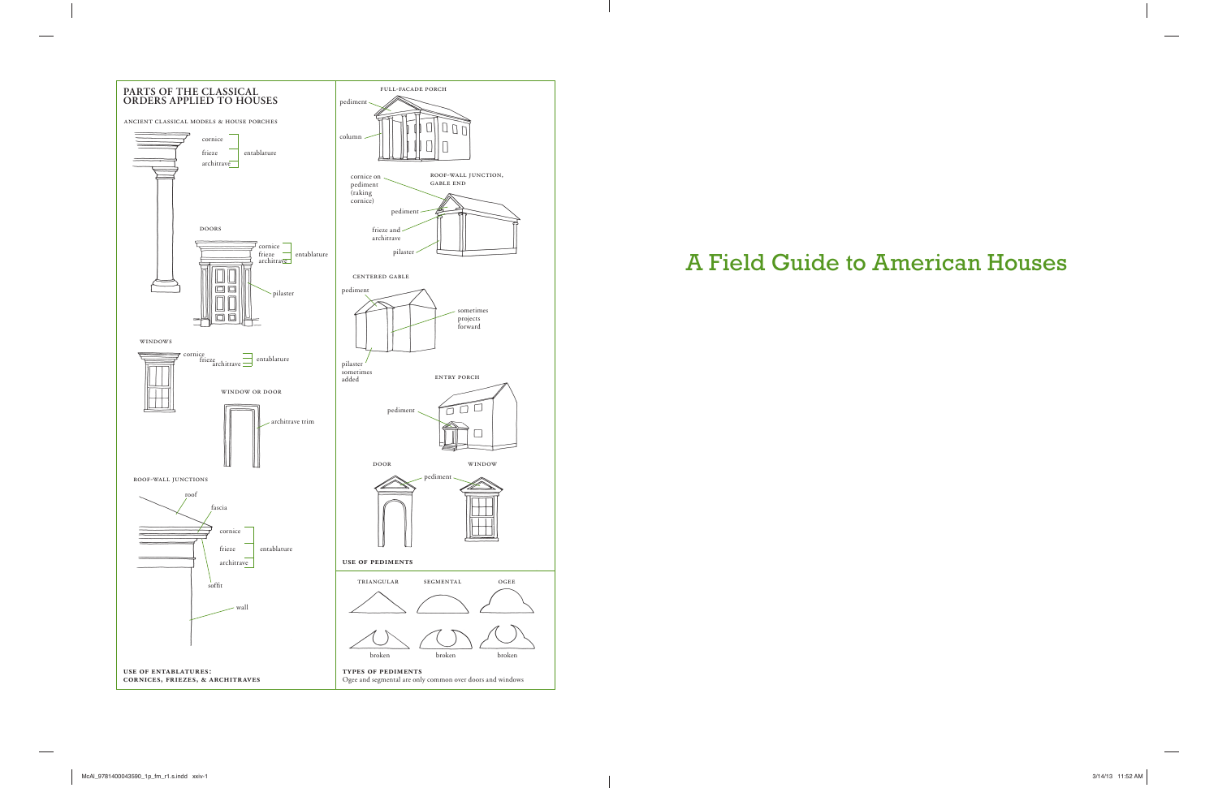## PARTS OF THE CLASSICAL ORDERS APPLIED TO HOUSES

ANCIENT CLASSICAL MODELS & HOUSE PORCHES

cornice
frieze
architrave
entablature

DOORS

cornice
frieze
architrave
entablature
pilaster

WINDOWS

cornice
frieze
architrave
entablature

WINDOW OR DOOR

architrave trim

ROOF-WALL JUNCTIONS

roof
fascia
cornice
frieze
architrave
entablature
soffit
wall

**USE OF ENTABLATURES: CORNICES, FRIEZES, & ARCHITRAVES**

FULL-FACADE PORCH

pediment
column

cornice on pediment (raking cornice)

ROOF-WALL JUNCTION, GABLE END

pediment
frieze and architrave
pilaster

CENTERED GABLE

pediment
sometimes projects forward
pilaster sometimes added

ENTRY PORCH

pediment

DOOR

WINDOW

pediment

**USE OF PEDIMENTS**

TRIANGULAR

SEGMENTAL

OGEE

broken

broken

broken

**TYPES OF PEDIMENTS**

Ogee and segmental are only common over doors and windows

# A Field Guide to American Houses